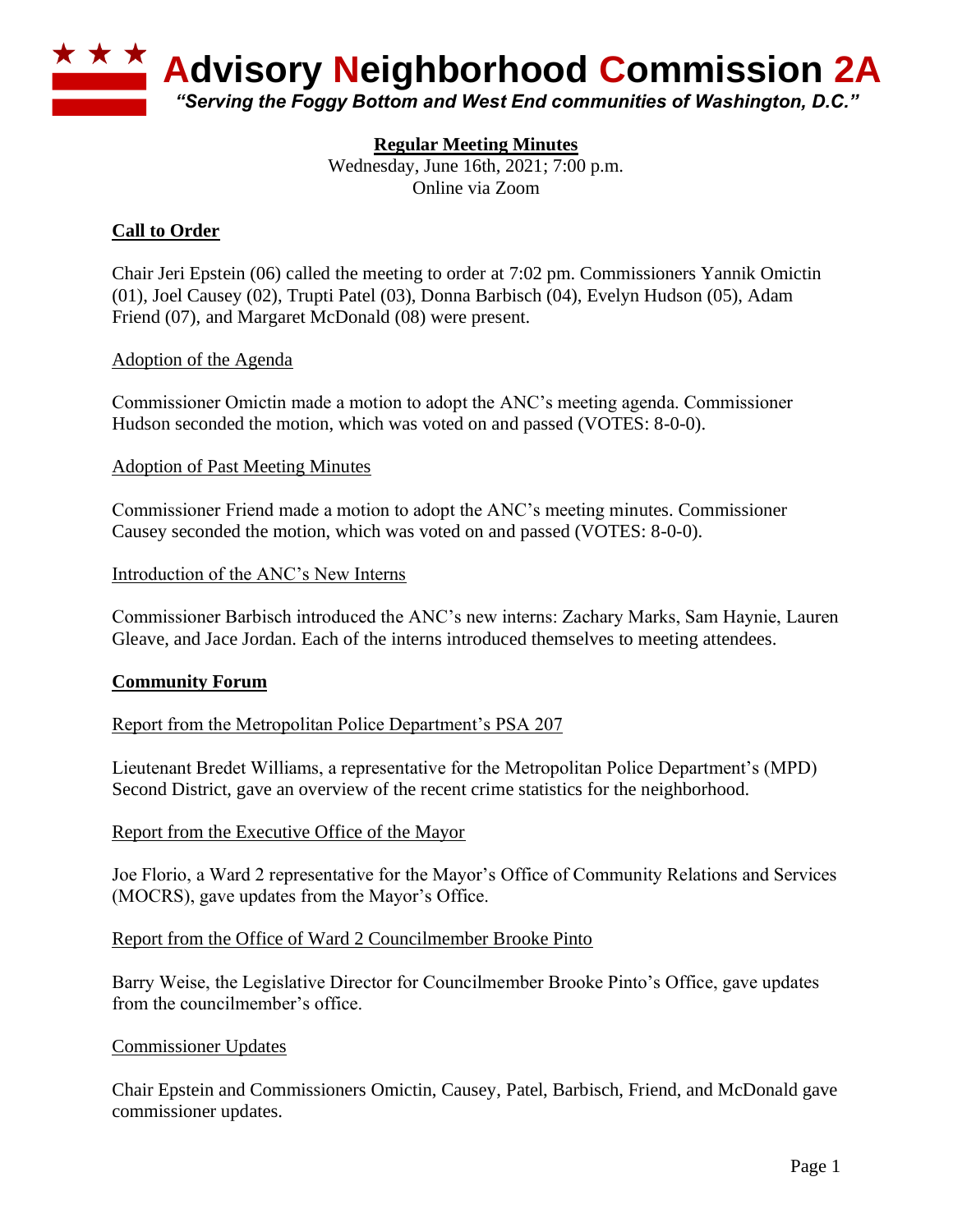# Advisory Neighborhood Commission 2A

*"Serving the Foggy Bottom and West End communities of Washington, D.C."*

**Regular Meeting Minutes**

Wednesday, June 16th, 2021; 7:00 p.m.
Online via Zoom

## Call to Order

Chair Jeri Epstein (06) called the meeting to order at 7:02 pm. Commissioners Yannik Omictin (01), Joel Causey (02), Trupti Patel (03), Donna Barbisch (04), Evelyn Hudson (05), Adam Friend (07), and Margaret McDonald (08) were present.

### Adoption of the Agenda

Commissioner Omictin made a motion to adopt the ANC's meeting agenda. Commissioner Hudson seconded the motion, which was voted on and passed (VOTES: 8-0-0).

### Adoption of Past Meeting Minutes

Commissioner Friend made a motion to adopt the ANC's meeting minutes. Commissioner Causey seconded the motion, which was voted on and passed (VOTES: 8-0-0).

### Introduction of the ANC's New Interns

Commissioner Barbisch introduced the ANC's new interns: Zachary Marks, Sam Haynie, Lauren Gleave, and Jace Jordan. Each of the interns introduced themselves to meeting attendees.

## Community Forum

### Report from the Metropolitan Police Department's PSA 207

Lieutenant Bredet Williams, a representative for the Metropolitan Police Department's (MPD) Second District, gave an overview of the recent crime statistics for the neighborhood.

### Report from the Executive Office of the Mayor

Joe Florio, a Ward 2 representative for the Mayor's Office of Community Relations and Services (MOCRS), gave updates from the Mayor's Office.

### Report from the Office of Ward 2 Councilmember Brooke Pinto

Barry Weise, the Legislative Director for Councilmember Brooke Pinto's Office, gave updates from the councilmember's office.

### Commissioner Updates

Chair Epstein and Commissioners Omictin, Causey, Patel, Barbisch, Friend, and McDonald gave commissioner updates.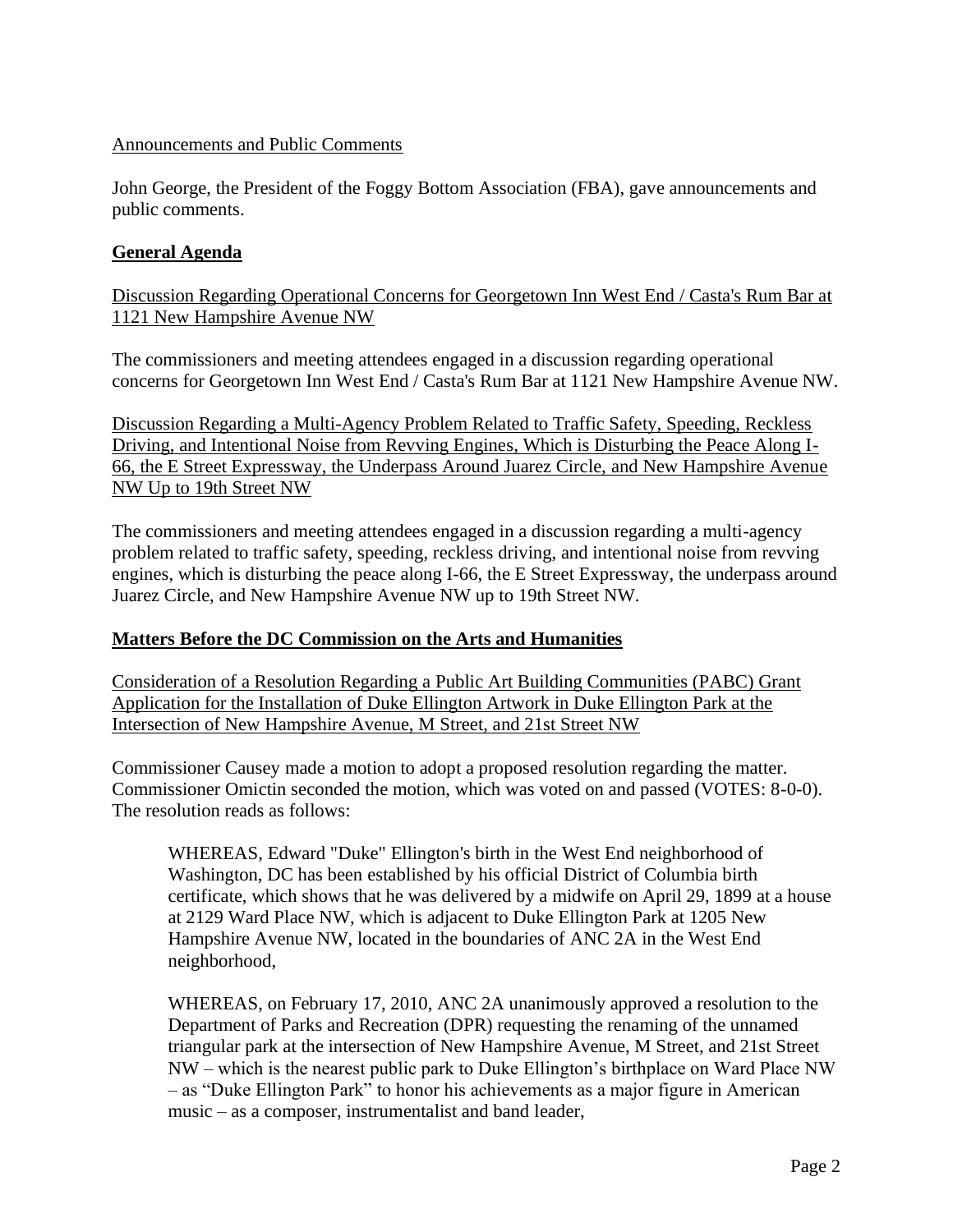Announcements and Public Comments

John George, the President of the Foggy Bottom Association (FBA), gave announcements and public comments.

## General Agenda

Discussion Regarding Operational Concerns for Georgetown Inn West End / Casta's Rum Bar at 1121 New Hampshire Avenue NW

The commissioners and meeting attendees engaged in a discussion regarding operational concerns for Georgetown Inn West End / Casta's Rum Bar at 1121 New Hampshire Avenue NW.

Discussion Regarding a Multi-Agency Problem Related to Traffic Safety, Speeding, Reckless Driving, and Intentional Noise from Revving Engines, Which is Disturbing the Peace Along I-66, the E Street Expressway, the Underpass Around Juarez Circle, and New Hampshire Avenue NW Up to 19th Street NW

The commissioners and meeting attendees engaged in a discussion regarding a multi-agency problem related to traffic safety, speeding, reckless driving, and intentional noise from revving engines, which is disturbing the peace along I-66, the E Street Expressway, the underpass around Juarez Circle, and New Hampshire Avenue NW up to 19th Street NW.

## Matters Before the DC Commission on the Arts and Humanities

Consideration of a Resolution Regarding a Public Art Building Communities (PABC) Grant Application for the Installation of Duke Ellington Artwork in Duke Ellington Park at the Intersection of New Hampshire Avenue, M Street, and 21st Street NW

Commissioner Causey made a motion to adopt a proposed resolution regarding the matter. Commissioner Omictin seconded the motion, which was voted on and passed (VOTES: 8-0-0). The resolution reads as follows:

> WHEREAS, Edward "Duke" Ellington's birth in the West End neighborhood of Washington, DC has been established by his official District of Columbia birth certificate, which shows that he was delivered by a midwife on April 29, 1899 at a house at 2129 Ward Place NW, which is adjacent to Duke Ellington Park at 1205 New Hampshire Avenue NW, located in the boundaries of ANC 2A in the West End neighborhood,
>
> WHEREAS, on February 17, 2010, ANC 2A unanimously approved a resolution to the Department of Parks and Recreation (DPR) requesting the renaming of the unnamed triangular park at the intersection of New Hampshire Avenue, M Street, and 21st Street NW – which is the nearest public park to Duke Ellington's birthplace on Ward Place NW – as "Duke Ellington Park" to honor his achievements as a major figure in American music – as a composer, instrumentalist and band leader,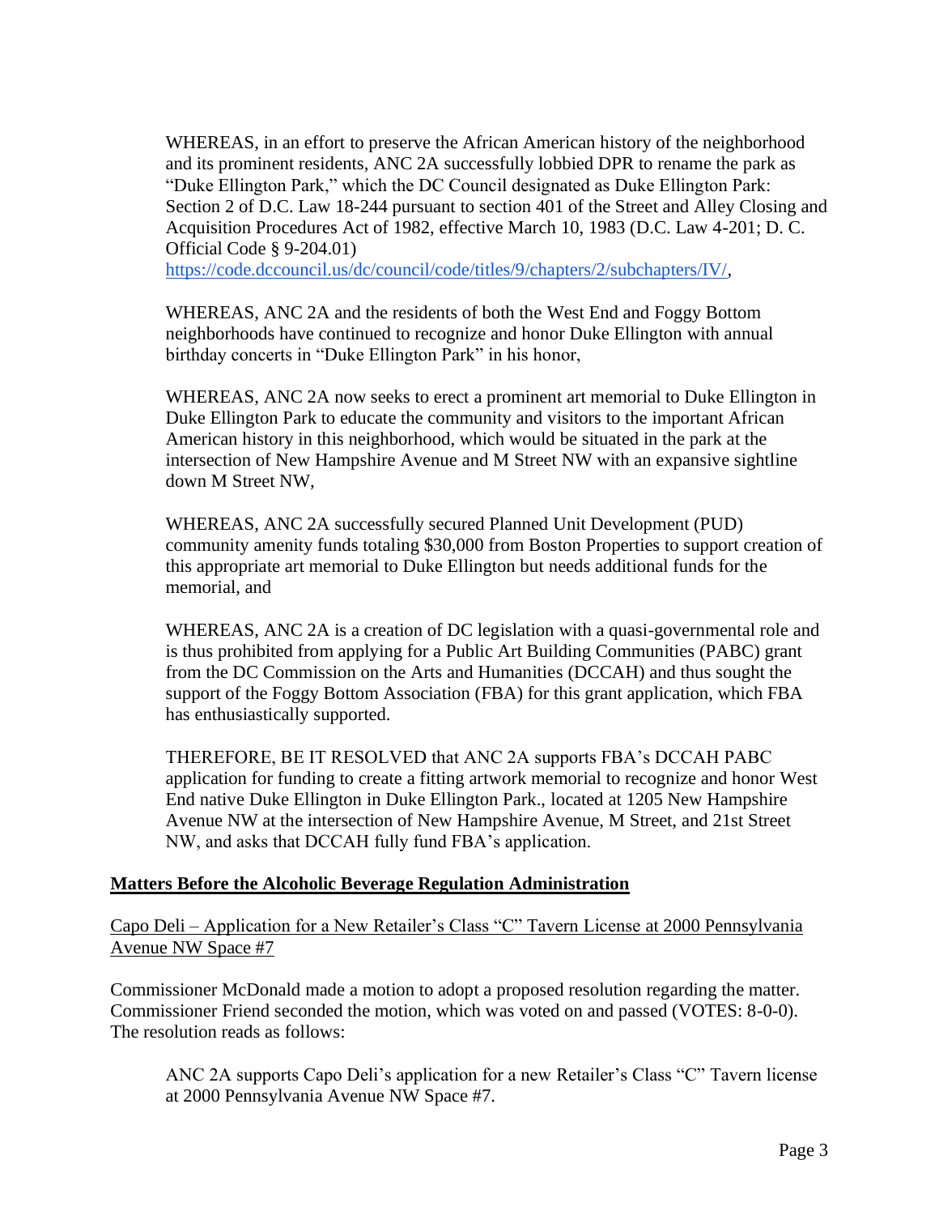WHEREAS, in an effort to preserve the African American history of the neighborhood and its prominent residents, ANC 2A successfully lobbied DPR to rename the park as "Duke Ellington Park," which the DC Council designated as Duke Ellington Park: Section 2 of D.C. Law 18-244 pursuant to section 401 of the Street and Alley Closing and Acquisition Procedures Act of 1982, effective March 10, 1983 (D.C. Law 4-201; D. C. Official Code § 9-204.01) https://code.dccouncil.us/dc/council/code/titles/9/chapters/2/subchapters/IV/,

WHEREAS, ANC 2A and the residents of both the West End and Foggy Bottom neighborhoods have continued to recognize and honor Duke Ellington with annual birthday concerts in "Duke Ellington Park" in his honor,

WHEREAS, ANC 2A now seeks to erect a prominent art memorial to Duke Ellington in Duke Ellington Park to educate the community and visitors to the important African American history in this neighborhood, which would be situated in the park at the intersection of New Hampshire Avenue and M Street NW with an expansive sightline down M Street NW,

WHEREAS, ANC 2A successfully secured Planned Unit Development (PUD) community amenity funds totaling $30,000 from Boston Properties to support creation of this appropriate art memorial to Duke Ellington but needs additional funds for the memorial, and

WHEREAS, ANC 2A is a creation of DC legislation with a quasi-governmental role and is thus prohibited from applying for a Public Art Building Communities (PABC) grant from the DC Commission on the Arts and Humanities (DCCAH) and thus sought the support of the Foggy Bottom Association (FBA) for this grant application, which FBA has enthusiastically supported.

THEREFORE, BE IT RESOLVED that ANC 2A supports FBA's DCCAH PABC application for funding to create a fitting artwork memorial to recognize and honor West End native Duke Ellington in Duke Ellington Park., located at 1205 New Hampshire Avenue NW at the intersection of New Hampshire Avenue, M Street, and 21st Street NW, and asks that DCCAH fully fund FBA's application.

**Matters Before the Alcoholic Beverage Regulation Administration**

Capo Deli – Application for a New Retailer's Class "C" Tavern License at 2000 Pennsylvania Avenue NW Space #7

Commissioner McDonald made a motion to adopt a proposed resolution regarding the matter. Commissioner Friend seconded the motion, which was voted on and passed (VOTES: 8-0-0). The resolution reads as follows:

ANC 2A supports Capo Deli's application for a new Retailer's Class "C" Tavern license at 2000 Pennsylvania Avenue NW Space #7.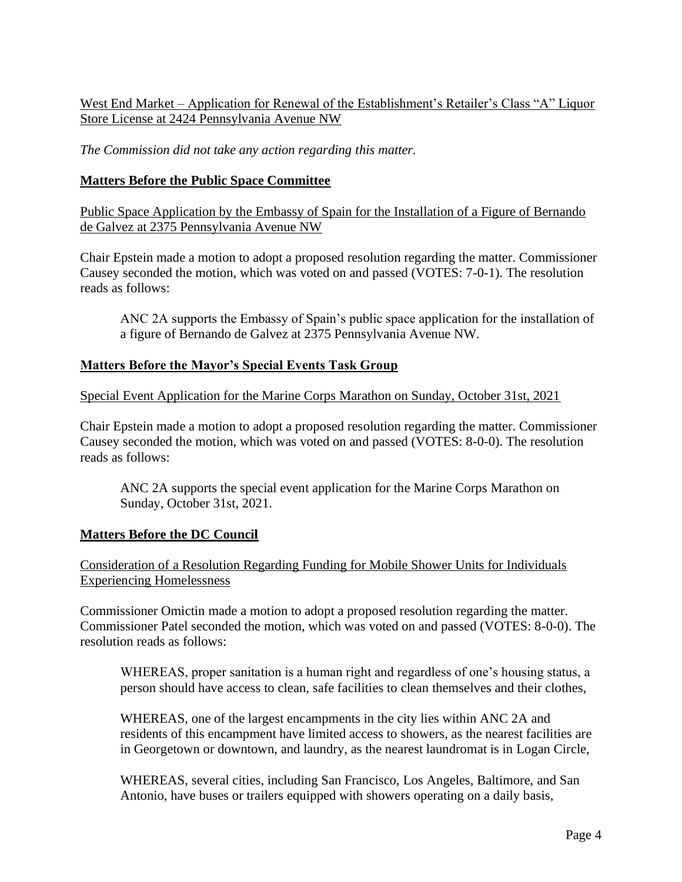<u>West End Market – Application for Renewal of the Establishment's Retailer's Class "A" Liquor Store License at 2424 Pennsylvania Avenue NW</u>

*The Commission did not take any action regarding this matter.*

## **Matters Before the Public Space Committee**

<u>Public Space Application by the Embassy of Spain for the Installation of a Figure of Bernando de Galvez at 2375 Pennsylvania Avenue NW</u>

Chair Epstein made a motion to adopt a proposed resolution regarding the matter. Commissioner Causey seconded the motion, which was voted on and passed (VOTES: 7-0-1). The resolution reads as follows:

> ANC 2A supports the Embassy of Spain's public space application for the installation of a figure of Bernando de Galvez at 2375 Pennsylvania Avenue NW.

## **Matters Before the Mayor's Special Events Task Group**

<u>Special Event Application for the Marine Corps Marathon on Sunday, October 31st, 2021</u>

Chair Epstein made a motion to adopt a proposed resolution regarding the matter. Commissioner Causey seconded the motion, which was voted on and passed (VOTES: 8-0-0). The resolution reads as follows:

> ANC 2A supports the special event application for the Marine Corps Marathon on Sunday, October 31st, 2021.

## **Matters Before the DC Council**

<u>Consideration of a Resolution Regarding Funding for Mobile Shower Units for Individuals Experiencing Homelessness</u>

Commissioner Omictin made a motion to adopt a proposed resolution regarding the matter. Commissioner Patel seconded the motion, which was voted on and passed (VOTES: 8-0-0). The resolution reads as follows:

> WHEREAS, proper sanitation is a human right and regardless of one's housing status, a person should have access to clean, safe facilities to clean themselves and their clothes,
>
> WHEREAS, one of the largest encampments in the city lies within ANC 2A and residents of this encampment have limited access to showers, as the nearest facilities are in Georgetown or downtown, and laundry, as the nearest laundromat is in Logan Circle,
>
> WHEREAS, several cities, including San Francisco, Los Angeles, Baltimore, and San Antonio, have buses or trailers equipped with showers operating on a daily basis,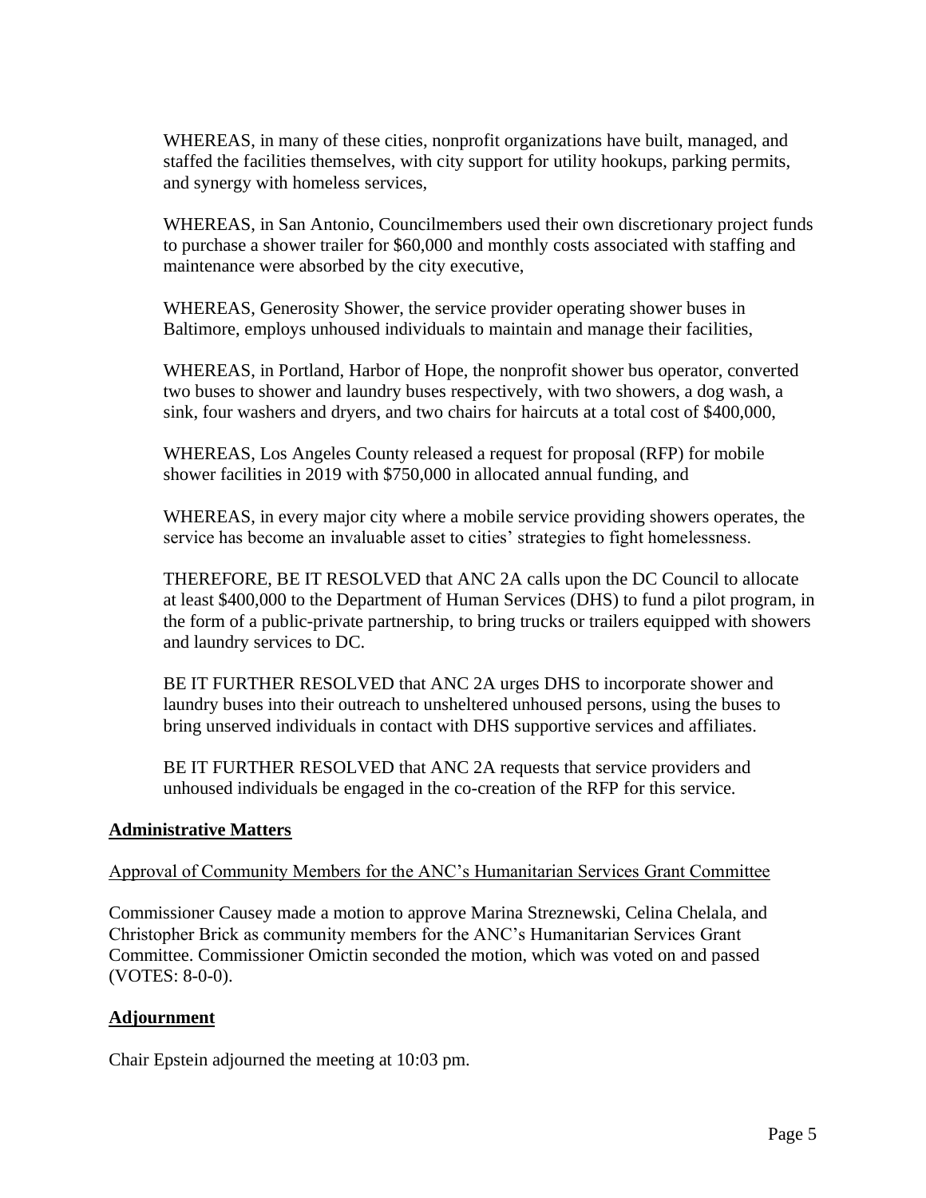WHEREAS, in many of these cities, nonprofit organizations have built, managed, and staffed the facilities themselves, with city support for utility hookups, parking permits, and synergy with homeless services,

WHEREAS, in San Antonio, Councilmembers used their own discretionary project funds to purchase a shower trailer for \$60,000 and monthly costs associated with staffing and maintenance were absorbed by the city executive,

WHEREAS, Generosity Shower, the service provider operating shower buses in Baltimore, employs unhoused individuals to maintain and manage their facilities,

WHEREAS, in Portland, Harbor of Hope, the nonprofit shower bus operator, converted two buses to shower and laundry buses respectively, with two showers, a dog wash, a sink, four washers and dryers, and two chairs for haircuts at a total cost of \$400,000,

WHEREAS, Los Angeles County released a request for proposal (RFP) for mobile shower facilities in 2019 with \$750,000 in allocated annual funding, and

WHEREAS, in every major city where a mobile service providing showers operates, the service has become an invaluable asset to cities' strategies to fight homelessness.

THEREFORE, BE IT RESOLVED that ANC 2A calls upon the DC Council to allocate at least \$400,000 to the Department of Human Services (DHS) to fund a pilot program, in the form of a public-private partnership, to bring trucks or trailers equipped with showers and laundry services to DC.

BE IT FURTHER RESOLVED that ANC 2A urges DHS to incorporate shower and laundry buses into their outreach to unsheltered unhoused persons, using the buses to bring unserved individuals in contact with DHS supportive services and affiliates.

BE IT FURTHER RESOLVED that ANC 2A requests that service providers and unhoused individuals be engaged in the co-creation of the RFP for this service.

## Administrative Matters

### Approval of Community Members for the ANC's Humanitarian Services Grant Committee

Commissioner Causey made a motion to approve Marina Streznewski, Celina Chelala, and Christopher Brick as community members for the ANC's Humanitarian Services Grant Committee. Commissioner Omictin seconded the motion, which was voted on and passed (VOTES: 8-0-0).

## Adjournment

Chair Epstein adjourned the meeting at 10:03 pm.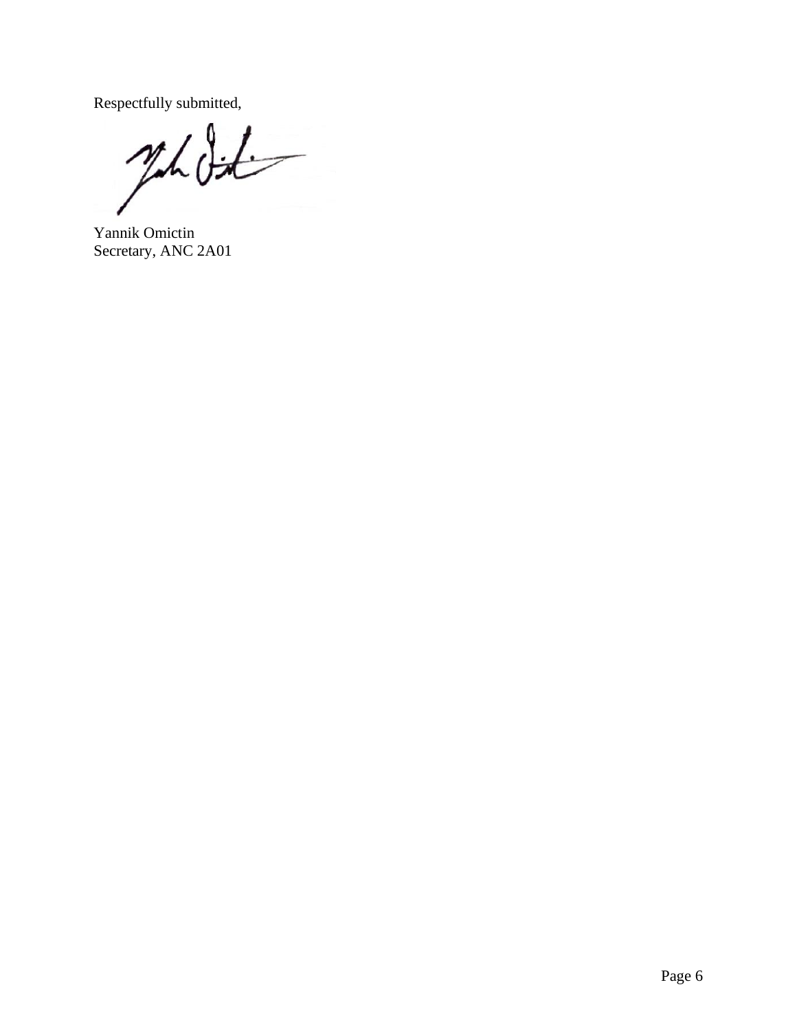Respectfully submitted,

Yannik Omictin
Secretary, ANC 2A01